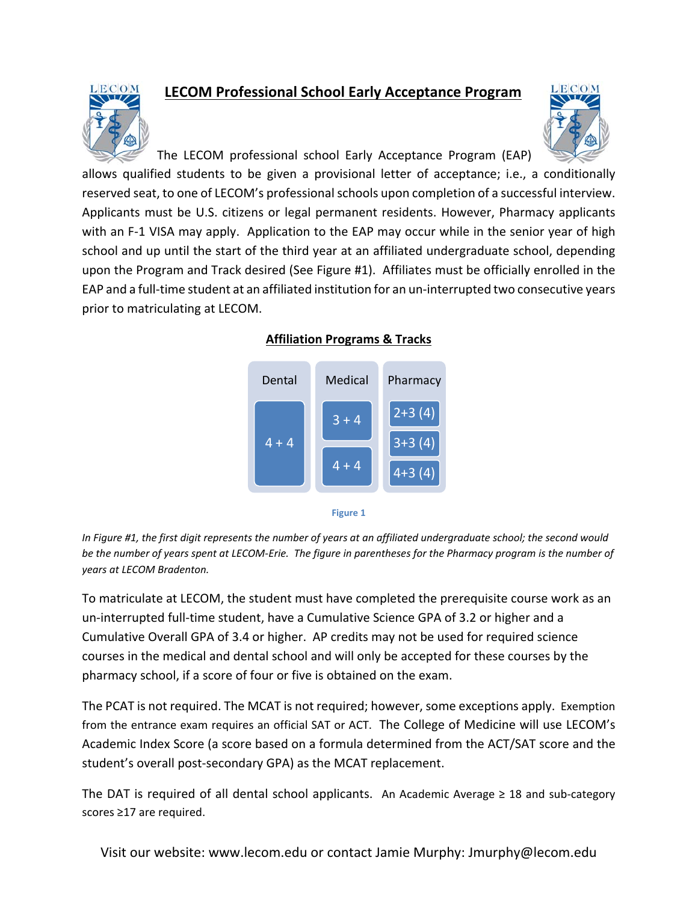# LECOM Professional School Early Acceptance Program

The LECOM professional school Early Acceptance Program (EAP) allows qualified students to be given a provisional letter of acceptance; i.e., a conditionally reserved seat, to one of LECOM's professional schools upon completion of a successful interview. Applicants must be U.S. citizens or legal permanent residents. However, Pharmacy applicants with an F-1 VISA may apply. Application to the EAP may occur while in the senior year of high school and up until the start of the third year at an affiliated undergraduate school, depending upon the Program and Track desired (See Figure #1). Affiliates must be officially enrolled in the EAP and a full-time student at an affiliated institution for an un-interrupted two consecutive years prior to matriculating at LECOM.

## Affiliation Programs & Tracks

| Dental | Medical | Pharmacy |
| --- | --- | --- |
| 4 + 4 | 3 + 4 | 2+3 (4) |
| | 4 + 4 | 3+3 (4) |
| | | 4+3 (4) |

Figure 1

*In Figure #1, the first digit represents the number of years at an affiliated undergraduate school; the second would be the number of years spent at LECOM-Erie. The figure in parentheses for the Pharmacy program is the number of years at LECOM Bradenton.*

To matriculate at LECOM, the student must have completed the prerequisite course work as an un-interrupted full-time student, have a Cumulative Science GPA of 3.2 or higher and a Cumulative Overall GPA of 3.4 or higher. AP credits may not be used for required science courses in the medical and dental school and will only be accepted for these courses by the pharmacy school, if a score of four or five is obtained on the exam.

The PCAT is not required. The MCAT is not required; however, some exceptions apply. Exemption from the entrance exam requires an official SAT or ACT. The College of Medicine will use LECOM's Academic Index Score (a score based on a formula determined from the ACT/SAT score and the student's overall post-secondary GPA) as the MCAT replacement.

The DAT is required of all dental school applicants. An Academic Average ≥ 18 and sub-category scores ≥17 are required.

Visit our website: www.lecom.edu or contact Jamie Murphy: Jmurphy@lecom.edu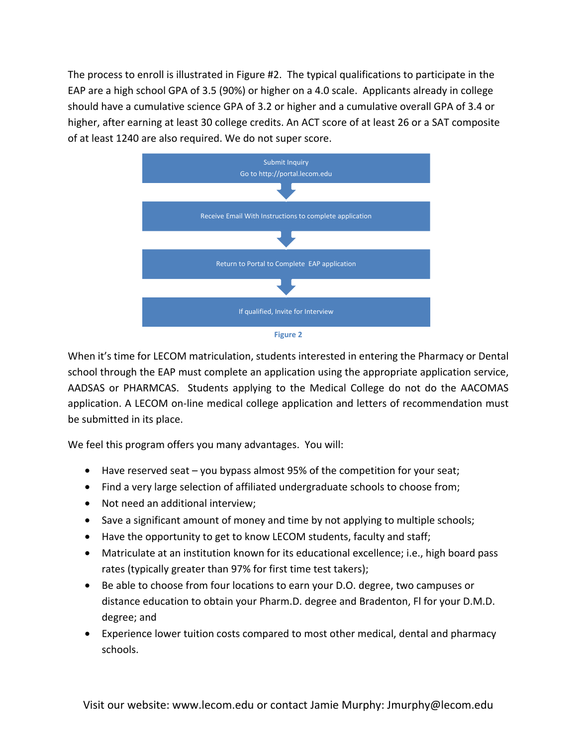The process to enroll is illustrated in Figure #2. The typical qualifications to participate in the EAP are a high school GPA of 3.5 (90%) or higher on a 4.0 scale. Applicants already in college should have a cumulative science GPA of 3.2 or higher and a cumulative overall GPA of 3.4 or higher, after earning at least 30 college credits. An ACT score of at least 26 or a SAT composite of at least 1240 are also required. We do not super score.

Submit Inquiry
Go to http://portal.lecom.edu

Receive Email With Instructions to complete application

Return to Portal to Complete EAP application

If qualified, Invite for Interview

Figure 2

When it's time for LECOM matriculation, students interested in entering the Pharmacy or Dental school through the EAP must complete an application using the appropriate application service, AADSAS or PHARMCAS. Students applying to the Medical College do not do the AACOMAS application. A LECOM on-line medical college application and letters of recommendation must be submitted in its place.

We feel this program offers you many advantages. You will:

- Have reserved seat – you bypass almost 95% of the competition for your seat;
- Find a very large selection of affiliated undergraduate schools to choose from;
- Not need an additional interview;
- Save a significant amount of money and time by not applying to multiple schools;
- Have the opportunity to get to know LECOM students, faculty and staff;
- Matriculate at an institution known for its educational excellence; i.e., high board pass rates (typically greater than 97% for first time test takers);
- Be able to choose from four locations to earn your D.O. degree, two campuses or distance education to obtain your Pharm.D. degree and Bradenton, Fl for your D.M.D. degree; and
- Experience lower tuition costs compared to most other medical, dental and pharmacy schools.

Visit our website: www.lecom.edu or contact Jamie Murphy: Jmurphy@lecom.edu